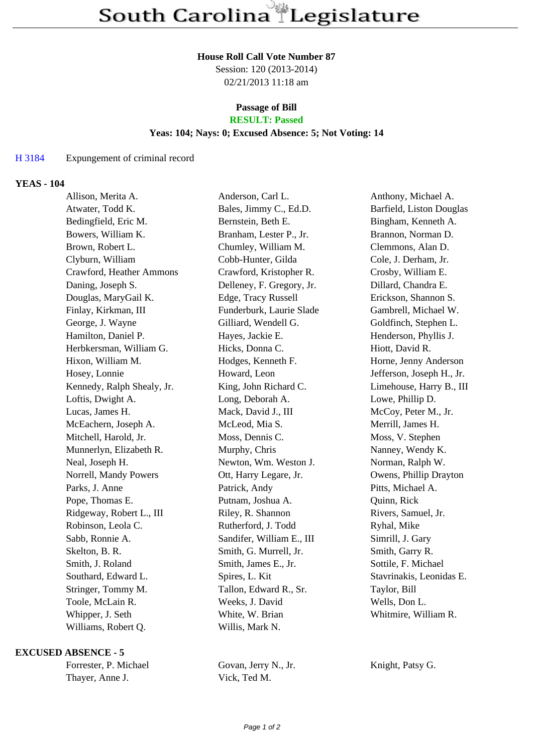# South Carolina Legislature

**House Roll Call Vote Number 87**
Session: 120 (2013-2014)
02/21/2013 11:18 am

**Passage of Bill**
**RESULT: Passed**
**Yeas: 104; Nays: 0; Excused Absence: 5; Not Voting: 14**

H 3184 Expungement of criminal record

## YEAS - 104

| | | |
|---|---|---|
| Allison, Merita A. | Anderson, Carl L. | Anthony, Michael A. |
| Atwater, Todd K. | Bales, Jimmy C., Ed.D. | Barfield, Liston Douglas |
| Bedingfield, Eric M. | Bernstein, Beth E. | Bingham, Kenneth A. |
| Bowers, William K. | Branham, Lester P., Jr. | Brannon, Norman D. |
| Brown, Robert L. | Chumley, William M. | Clemmons, Alan D. |
| Clyburn, William | Cobb-Hunter, Gilda | Cole, J. Derham, Jr. |
| Crawford, Heather Ammons | Crawford, Kristopher R. | Crosby, William E. |
| Daning, Joseph S. | Delleney, F. Gregory, Jr. | Dillard, Chandra E. |
| Douglas, MaryGail K. | Edge, Tracy Russell | Erickson, Shannon S. |
| Finlay, Kirkman, III | Funderburk, Laurie Slade | Gambrell, Michael W. |
| George, J. Wayne | Gilliard, Wendell G. | Goldfinch, Stephen L. |
| Hamilton, Daniel P. | Hayes, Jackie E. | Henderson, Phyllis J. |
| Herbkersman, William G. | Hicks, Donna C. | Hiott, David R. |
| Hixon, William M. | Hodges, Kenneth F. | Horne, Jenny Anderson |
| Hosey, Lonnie | Howard, Leon | Jefferson, Joseph H., Jr. |
| Kennedy, Ralph Shealy, Jr. | King, John Richard C. | Limehouse, Harry B., III |
| Loftis, Dwight A. | Long, Deborah A. | Lowe, Phillip D. |
| Lucas, James H. | Mack, David J., III | McCoy, Peter M., Jr. |
| McEachern, Joseph A. | McLeod, Mia S. | Merrill, James H. |
| Mitchell, Harold, Jr. | Moss, Dennis C. | Moss, V. Stephen |
| Munnerlyn, Elizabeth R. | Murphy, Chris | Nanney, Wendy K. |
| Neal, Joseph H. | Newton, Wm. Weston J. | Norman, Ralph W. |
| Norrell, Mandy Powers | Ott, Harry Legare, Jr. | Owens, Phillip Drayton |
| Parks, J. Anne | Patrick, Andy | Pitts, Michael A. |
| Pope, Thomas E. | Putnam, Joshua A. | Quinn, Rick |
| Ridgeway, Robert L., III | Riley, R. Shannon | Rivers, Samuel, Jr. |
| Robinson, Leola C. | Rutherford, J. Todd | Ryhal, Mike |
| Sabb, Ronnie A. | Sandifer, William E., III | Simrill, J. Gary |
| Skelton, B. R. | Smith, G. Murrell, Jr. | Smith, Garry R. |
| Smith, J. Roland | Smith, James E., Jr. | Sottile, F. Michael |
| Southard, Edward L. | Spires, L. Kit | Stavrinakis, Leonidas E. |
| Stringer, Tommy M. | Tallon, Edward R., Sr. | Taylor, Bill |
| Toole, McLain R. | Weeks, J. David | Wells, Don L. |
| Whipper, J. Seth | White, W. Brian | Whitmire, William R. |
| Williams, Robert Q. | Willis, Mark N. | |

## EXCUSED ABSENCE - 5

| | | |
|---|---|---|
| Forrester, P. Michael | Govan, Jerry N., Jr. | Knight, Patsy G. |
| Thayer, Anne J. | Vick, Ted M. | |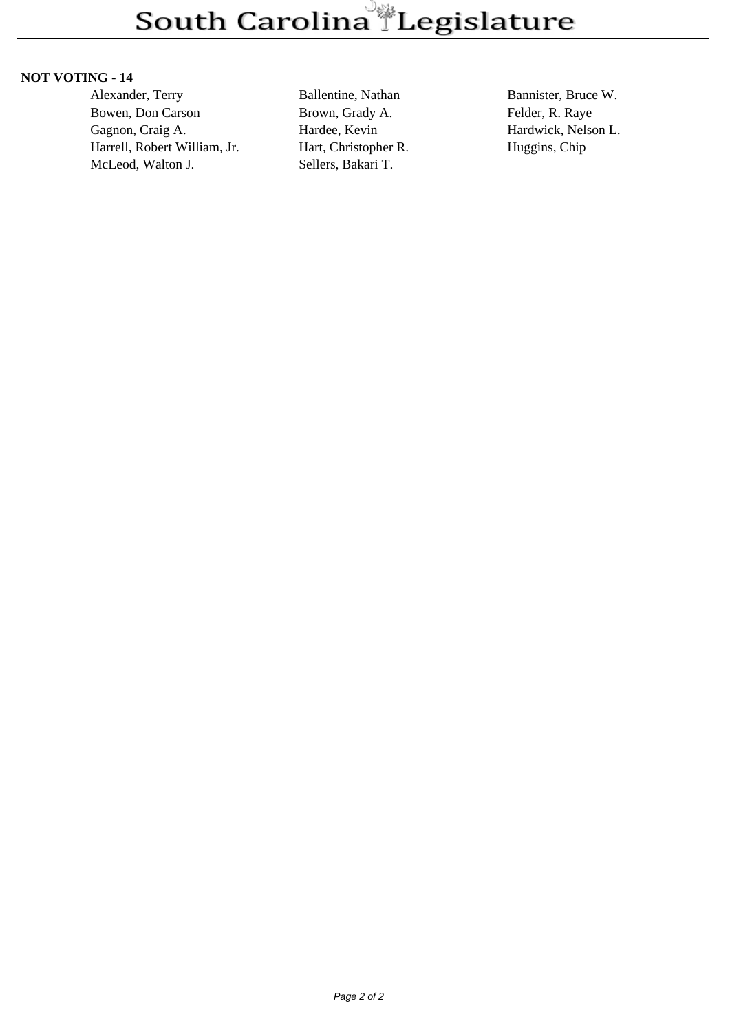**NOT VOTING - 14**

| | | |
|---|---|---|
| Alexander, Terry | Ballentine, Nathan | Bannister, Bruce W. |
| Bowen, Don Carson | Brown, Grady A. | Felder, R. Raye |
| Gagnon, Craig A. | Hardee, Kevin | Hardwick, Nelson L. |
| Harrell, Robert William, Jr. | Hart, Christopher R. | Huggins, Chip |
| McLeod, Walton J. | Sellers, Bakari T. | |